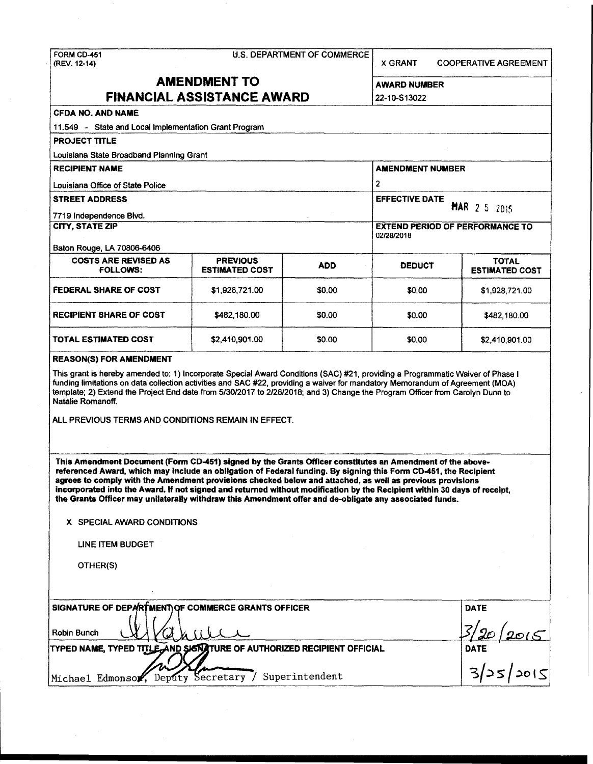FORM CD-451
(REV. 12-14)

U.S. DEPARTMENT OF COMMERCE

X GRANT    COOPERATIVE AGREEMENT

# AMENDMENT TO FINANCIAL ASSISTANCE AWARD

**AWARD NUMBER**
22-10-S13022

**CFDA NO. AND NAME**
11.549 - State and Local Implementation Grant Program

**PROJECT TITLE**
Louisiana State Broadband Planning Grant

**RECIPIENT NAME**
Louisiana Office of State Police

**AMENDMENT NUMBER**
2

**STREET ADDRESS**
7719 Independence Blvd.

**EFFECTIVE DATE**
MAR 2 5 2015

**CITY, STATE ZIP**
Baton Rouge, LA 70806-6406

**EXTEND PERIOD OF PERFORMANCE TO**
02/28/2018

| COSTS ARE REVISED AS FOLLOWS: | PREVIOUS ESTIMATED COST | ADD | DEDUCT | TOTAL ESTIMATED COST |
|---|---|---|---|---|
| FEDERAL SHARE OF COST | $1,928,721.00 | $0.00 | $0.00 | $1,928,721.00 |
| RECIPIENT SHARE OF COST | $482,180.00 | $0.00 | $0.00 | $482,180.00 |
| TOTAL ESTIMATED COST | $2,410,901.00 | $0.00 | $0.00 | $2,410,901.00 |

**REASON(S) FOR AMENDMENT**

This grant is hereby amended to: 1) Incorporate Special Award Conditions (SAC) #21, providing a Programmatic Waiver of Phase I funding limitations on data collection activities and SAC #22, providing a waiver for mandatory Memorandum of Agreement (MOA) template; 2) Extend the Project End date from 5/30/2017 to 2/28/2018; and 3) Change the Program Officer from Carolyn Dunn to Natalie Romanoff.

ALL PREVIOUS TERMS AND CONDITIONS REMAIN IN EFFECT.

**This Amendment Document (Form CD-451) signed by the Grants Officer constitutes an Amendment of the above-referenced Award, which may include an obligation of Federal funding. By signing this Form CD-451, the Recipient agrees to comply with the Amendment provisions checked below and attached, as well as previous provisions incorporated into the Award. If not signed and returned without modification by the Recipient within 30 days of receipt, the Grants Officer may unilaterally withdraw this Amendment offer and de-obligate any associated funds.**

X SPECIAL AWARD CONDITIONS

LINE ITEM BUDGET

OTHER(S)

**SIGNATURE OF DEPARTMENT OF COMMERCE GRANTS OFFICER**
Robin Bunch

**DATE**
3/20/2015

**TYPED NAME, TYPED TITLE, AND SIGNATURE OF AUTHORIZED RECIPIENT OFFICIAL**
Michael Edmonson, Deputy Secretary / Superintendent

**DATE**
3/25/2015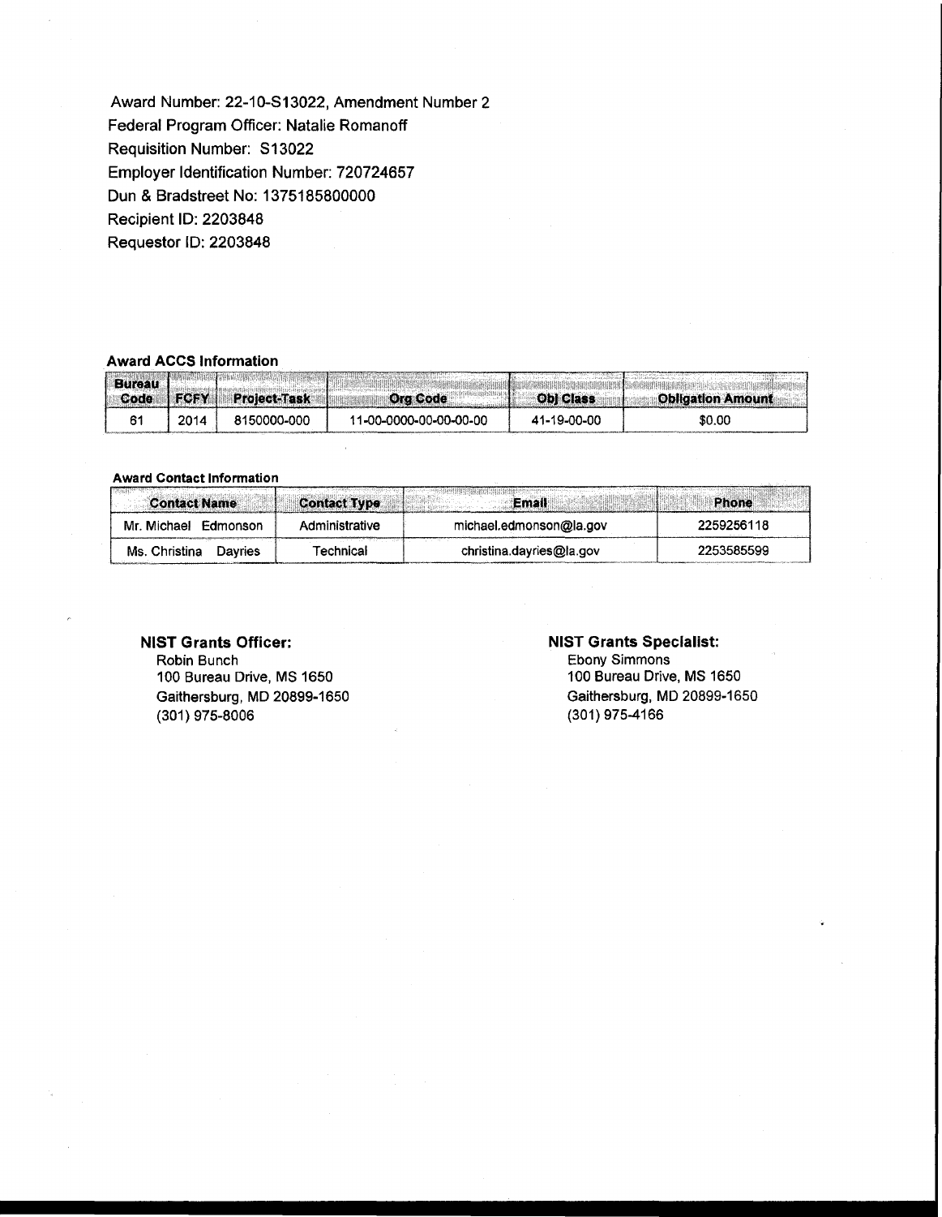Award Number: 22-10-S13022, Amendment Number 2
Federal Program Officer: Natalie Romanoff
Requisition Number: S13022
Employer Identification Number: 720724657
Dun & Bradstreet No: 1375185800000
Recipient ID: 2203848
Requestor ID: 2203848

**Award ACCS Information**

| Bureau Code | FCFY | Project-Task | Org Code | Obj Class | Obligation Amount |
|---|---|---|---|---|---|
| 61 | 2014 | 8150000-000 | 11-00-0000-00-00-00-00 | 41-19-00-00 | $0.00 |

**Award Contact Information**

| Contact Name | Contact Type | Email | Phone |
|---|---|---|---|
| Mr. Michael Edmonson | Administrative | michael.edmonson@la.gov | 2259256118 |
| Ms. Christina Dayries | Technical | christina.dayries@la.gov | 2253585599 |

**NIST Grants Officer:**
Robin Bunch
100 Bureau Drive, MS 1650
Gaithersburg, MD 20899-1650
(301) 975-8006

**NIST Grants Specialist:**
Ebony Simmons
100 Bureau Drive, MS 1650
Gaithersburg, MD 20899-1650
(301) 975-4166